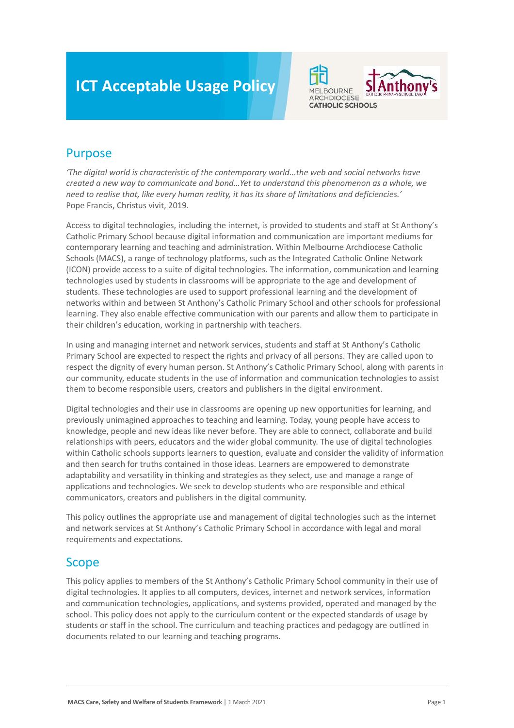# ICT Acceptable Usage Policy

## Purpose

*'The digital world is characteristic of the contemporary world...the web and social networks have created a new way to communicate and bond...Yet to understand this phenomenon as a whole, we need to realise that, like every human reality, it has its share of limitations and deficiencies.'*
Pope Francis, Christus vivit, 2019.

Access to digital technologies, including the internet, is provided to students and staff at St Anthony's Catholic Primary School because digital information and communication are important mediums for contemporary learning and teaching and administration. Within Melbourne Archdiocese Catholic Schools (MACS), a range of technology platforms, such as the Integrated Catholic Online Network (ICON) provide access to a suite of digital technologies. The information, communication and learning technologies used by students in classrooms will be appropriate to the age and development of students. These technologies are used to support professional learning and the development of networks within and between St Anthony's Catholic Primary School and other schools for professional learning. They also enable effective communication with our parents and allow them to participate in their children's education, working in partnership with teachers.

In using and managing internet and network services, students and staff at St Anthony's Catholic Primary School are expected to respect the rights and privacy of all persons. They are called upon to respect the dignity of every human person. St Anthony's Catholic Primary School, along with parents in our community, educate students in the use of information and communication technologies to assist them to become responsible users, creators and publishers in the digital environment.

Digital technologies and their use in classrooms are opening up new opportunities for learning, and previously unimagined approaches to teaching and learning. Today, young people have access to knowledge, people and new ideas like never before. They are able to connect, collaborate and build relationships with peers, educators and the wider global community. The use of digital technologies within Catholic schools supports learners to question, evaluate and consider the validity of information and then search for truths contained in those ideas. Learners are empowered to demonstrate adaptability and versatility in thinking and strategies as they select, use and manage a range of applications and technologies. We seek to develop students who are responsible and ethical communicators, creators and publishers in the digital community.

This policy outlines the appropriate use and management of digital technologies such as the internet and network services at St Anthony's Catholic Primary School in accordance with legal and moral requirements and expectations.

## Scope

This policy applies to members of the St Anthony's Catholic Primary School community in their use of digital technologies. It applies to all computers, devices, internet and network services, information and communication technologies, applications, and systems provided, operated and managed by the school. This policy does not apply to the curriculum content or the expected standards of usage by students or staff in the school. The curriculum and teaching practices and pedagogy are outlined in documents related to our learning and teaching programs.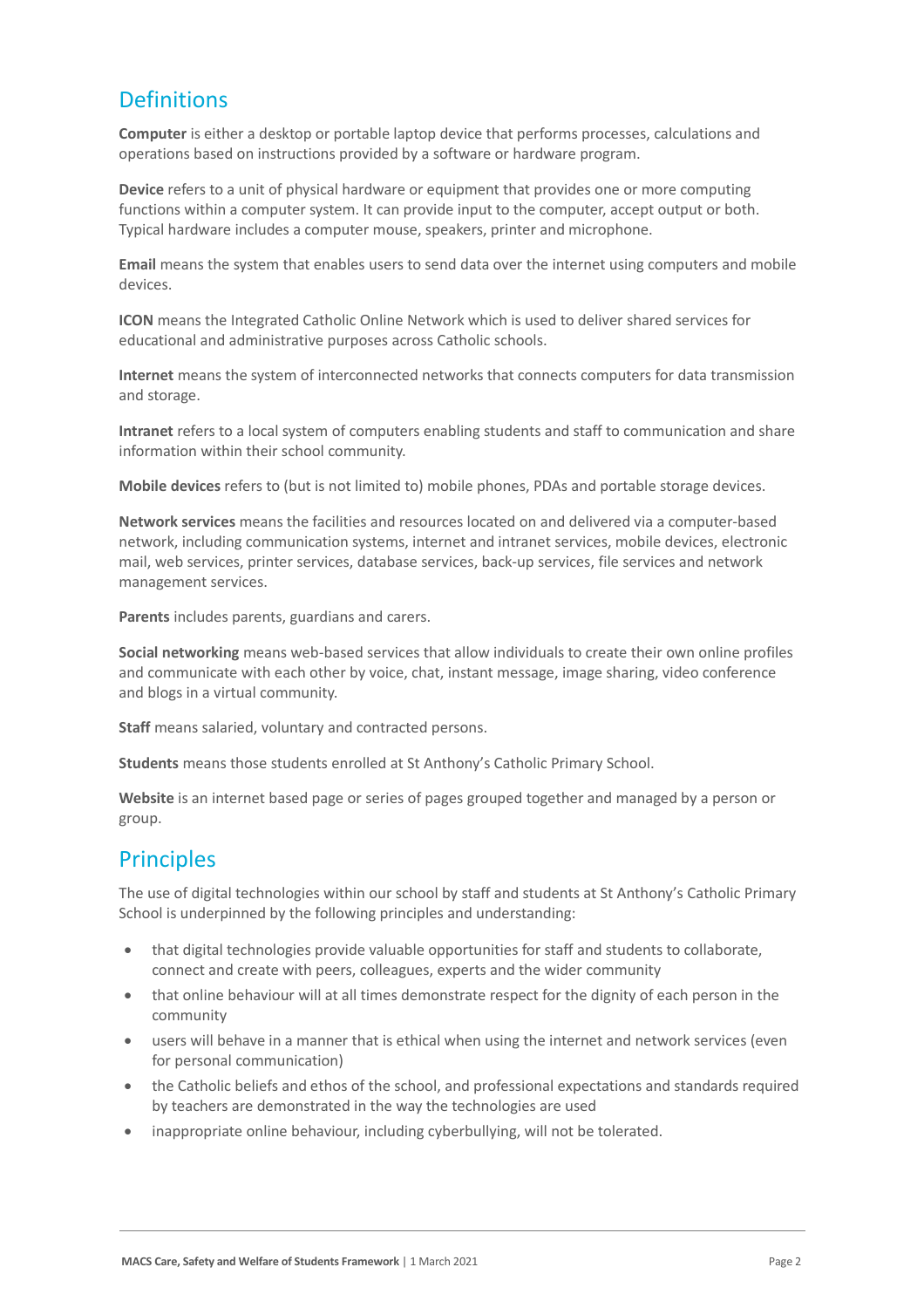## Definitions

**Computer** is either a desktop or portable laptop device that performs processes, calculations and operations based on instructions provided by a software or hardware program.

**Device** refers to a unit of physical hardware or equipment that provides one or more computing functions within a computer system. It can provide input to the computer, accept output or both. Typical hardware includes a computer mouse, speakers, printer and microphone.

**Email** means the system that enables users to send data over the internet using computers and mobile devices.

**ICON** means the Integrated Catholic Online Network which is used to deliver shared services for educational and administrative purposes across Catholic schools.

**Internet** means the system of interconnected networks that connects computers for data transmission and storage.

**Intranet** refers to a local system of computers enabling students and staff to communication and share information within their school community.

**Mobile devices** refers to (but is not limited to) mobile phones, PDAs and portable storage devices.

**Network services** means the facilities and resources located on and delivered via a computer-based network, including communication systems, internet and intranet services, mobile devices, electronic mail, web services, printer services, database services, back-up services, file services and network management services.

**Parents** includes parents, guardians and carers.

**Social networking** means web-based services that allow individuals to create their own online profiles and communicate with each other by voice, chat, instant message, image sharing, video conference and blogs in a virtual community.

**Staff** means salaried, voluntary and contracted persons.

**Students** means those students enrolled at St Anthony's Catholic Primary School.

**Website** is an internet based page or series of pages grouped together and managed by a person or group.

## Principles

The use of digital technologies within our school by staff and students at St Anthony's Catholic Primary School is underpinned by the following principles and understanding:

- that digital technologies provide valuable opportunities for staff and students to collaborate, connect and create with peers, colleagues, experts and the wider community
- that online behaviour will at all times demonstrate respect for the dignity of each person in the community
- users will behave in a manner that is ethical when using the internet and network services (even for personal communication)
- the Catholic beliefs and ethos of the school, and professional expectations and standards required by teachers are demonstrated in the way the technologies are used
- inappropriate online behaviour, including cyberbullying, will not be tolerated.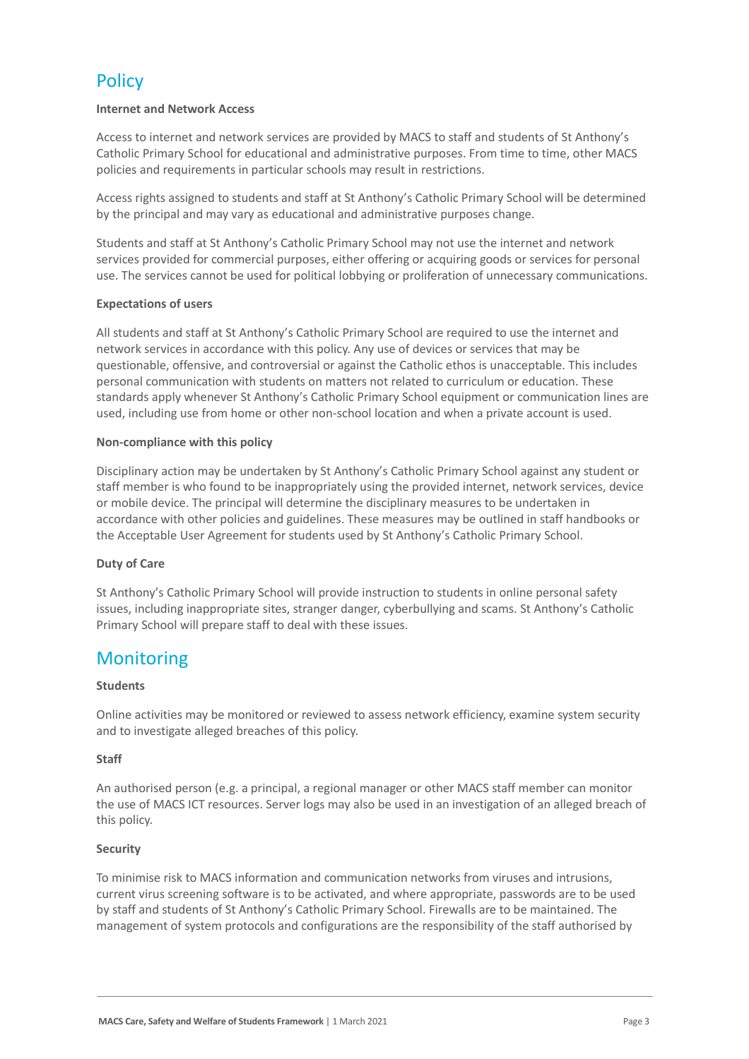## Policy

**Internet and Network Access**

Access to internet and network services are provided by MACS to staff and students of St Anthony's Catholic Primary School for educational and administrative purposes. From time to time, other MACS policies and requirements in particular schools may result in restrictions.

Access rights assigned to students and staff at St Anthony's Catholic Primary School will be determined by the principal and may vary as educational and administrative purposes change.

Students and staff at St Anthony's Catholic Primary School may not use the internet and network services provided for commercial purposes, either offering or acquiring goods or services for personal use. The services cannot be used for political lobbying or proliferation of unnecessary communications.

**Expectations of users**

All students and staff at St Anthony's Catholic Primary School are required to use the internet and network services in accordance with this policy. Any use of devices or services that may be questionable, offensive, and controversial or against the Catholic ethos is unacceptable. This includes personal communication with students on matters not related to curriculum or education. These standards apply whenever St Anthony's Catholic Primary School equipment or communication lines are used, including use from home or other non-school location and when a private account is used.

**Non-compliance with this policy**

Disciplinary action may be undertaken by St Anthony's Catholic Primary School against any student or staff member is who found to be inappropriately using the provided internet, network services, device or mobile device. The principal will determine the disciplinary measures to be undertaken in accordance with other policies and guidelines. These measures may be outlined in staff handbooks or the Acceptable User Agreement for students used by St Anthony's Catholic Primary School.

**Duty of Care**

St Anthony's Catholic Primary School will provide instruction to students in online personal safety issues, including inappropriate sites, stranger danger, cyberbullying and scams. St Anthony's Catholic Primary School will prepare staff to deal with these issues.

## Monitoring

**Students**

Online activities may be monitored or reviewed to assess network efficiency, examine system security and to investigate alleged breaches of this policy.

**Staff**

An authorised person (e.g. a principal, a regional manager or other MACS staff member can monitor the use of MACS ICT resources. Server logs may also be used in an investigation of an alleged breach of this policy.

**Security**

To minimise risk to MACS information and communication networks from viruses and intrusions, current virus screening software is to be activated, and where appropriate, passwords are to be used by staff and students of St Anthony's Catholic Primary School. Firewalls are to be maintained. The management of system protocols and configurations are the responsibility of the staff authorised by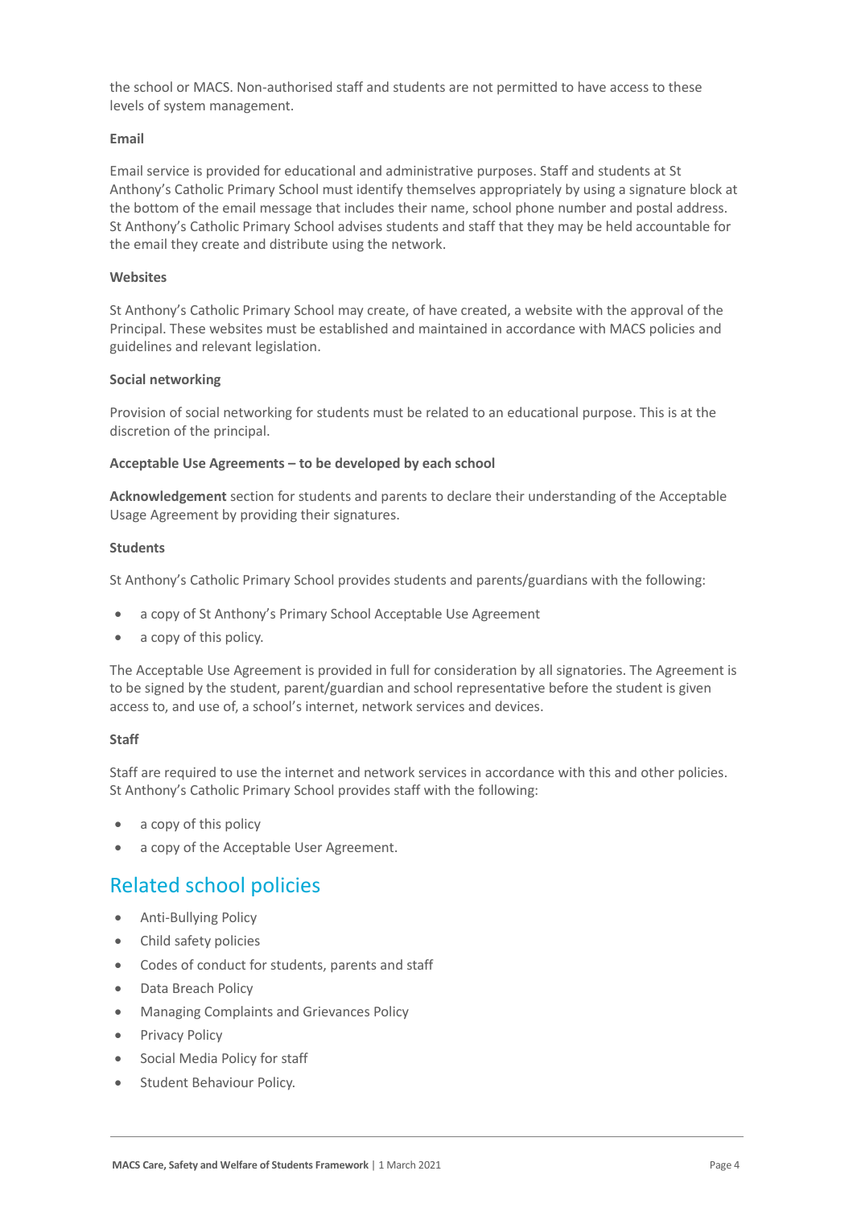the school or MACS. Non-authorised staff and students are not permitted to have access to these levels of system management.

**Email**

Email service is provided for educational and administrative purposes. Staff and students at St Anthony's Catholic Primary School must identify themselves appropriately by using a signature block at the bottom of the email message that includes their name, school phone number and postal address. St Anthony's Catholic Primary School advises students and staff that they may be held accountable for the email they create and distribute using the network.

**Websites**

St Anthony's Catholic Primary School may create, of have created, a website with the approval of the Principal. These websites must be established and maintained in accordance with MACS policies and guidelines and relevant legislation.

**Social networking**

Provision of social networking for students must be related to an educational purpose. This is at the discretion of the principal.

**Acceptable Use Agreements – to be developed by each school**

**Acknowledgement** section for students and parents to declare their understanding of the Acceptable Usage Agreement by providing their signatures.

**Students**

St Anthony's Catholic Primary School provides students and parents/guardians with the following:

- a copy of St Anthony's Primary School Acceptable Use Agreement
- a copy of this policy.

The Acceptable Use Agreement is provided in full for consideration by all signatories. The Agreement is to be signed by the student, parent/guardian and school representative before the student is given access to, and use of, a school's internet, network services and devices.

**Staff**

Staff are required to use the internet and network services in accordance with this and other policies. St Anthony's Catholic Primary School provides staff with the following:

- a copy of this policy
- a copy of the Acceptable User Agreement.

## Related school policies

- Anti-Bullying Policy
- Child safety policies
- Codes of conduct for students, parents and staff
- Data Breach Policy
- Managing Complaints and Grievances Policy
- Privacy Policy
- Social Media Policy for staff
- Student Behaviour Policy.